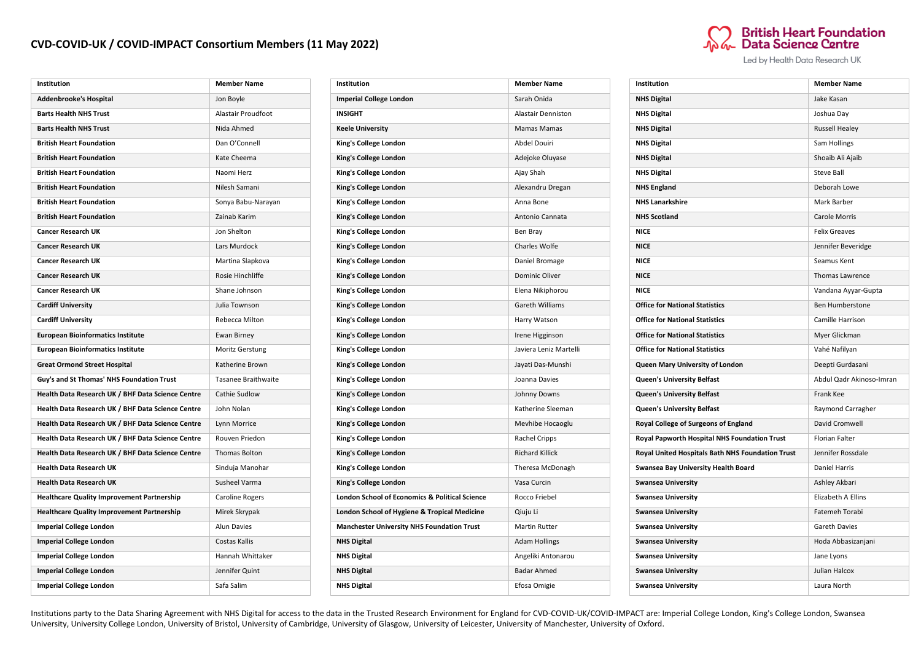# CVD-COVID-UK / COVID-IMPACT Consortium Members (11 May 2022)

British Heart Foundation Data Science Centre

Led by Health Data Research UK

| Institution | Member Name |
|---|---|
| **Addenbrooke's Hospital** | Jon Boyle |
| **Barts Health NHS Trust** | Alastair Proudfoot |
| **Barts Health NHS Trust** | Nida Ahmed |
| **British Heart Foundation** | Dan O'Connell |
| **British Heart Foundation** | Kate Cheema |
| **British Heart Foundation** | Naomi Herz |
| **British Heart Foundation** | Nilesh Samani |
| **British Heart Foundation** | Sonya Babu-Narayan |
| **British Heart Foundation** | Zainab Karim |
| **Cancer Research UK** | Jon Shelton |
| **Cancer Research UK** | Lars Murdock |
| **Cancer Research UK** | Martina Slapkova |
| **Cancer Research UK** | Rosie Hinchliffe |
| **Cancer Research UK** | Shane Johnson |
| **Cardiff University** | Julia Townson |
| **Cardiff University** | Rebecca Milton |
| **European Bioinformatics Institute** | Ewan Birney |
| **European Bioinformatics Institute** | Moritz Gerstung |
| **Great Ormond Street Hospital** | Katherine Brown |
| **Guy's and St Thomas' NHS Foundation Trust** | Tasanee Braithwaite |
| **Health Data Research UK / BHF Data Science Centre** | Cathie Sudlow |
| **Health Data Research UK / BHF Data Science Centre** | John Nolan |
| **Health Data Research UK / BHF Data Science Centre** | Lynn Morrice |
| **Health Data Research UK / BHF Data Science Centre** | Rouven Priedon |
| **Health Data Research UK / BHF Data Science Centre** | Thomas Bolton |
| **Health Data Research UK** | Sinduja Manohar |
| **Health Data Research UK** | Susheel Varma |
| **Healthcare Quality Improvement Partnership** | Caroline Rogers |
| **Healthcare Quality Improvement Partnership** | Mirek Skrypak |
| **Imperial College London** | Alun Davies |
| **Imperial College London** | Costas Kallis |
| **Imperial College London** | Hannah Whittaker |
| **Imperial College London** | Jennifer Quint |
| **Imperial College London** | Safa Salim |

| Institution | Member Name |
|---|---|
| **Imperial College London** | Sarah Onida |
| **INSIGHT** | Alastair Denniston |
| **Keele University** | Mamas Mamas |
| **King's College London** | Abdel Douiri |
| **King's College London** | Adejoke Oluyase |
| **King's College London** | Ajay Shah |
| **King's College London** | Alexandru Dregan |
| **King's College London** | Anna Bone |
| **King's College London** | Antonio Cannata |
| **King's College London** | Ben Bray |
| **King's College London** | Charles Wolfe |
| **King's College London** | Daniel Bromage |
| **King's College London** | Dominic Oliver |
| **King's College London** | Elena Nikiphorou |
| **King's College London** | Gareth Williams |
| **King's College London** | Harry Watson |
| **King's College London** | Irene Higginson |
| **King's College London** | Javiera Leniz Martelli |
| **King's College London** | Jayati Das-Munshi |
| **King's College London** | Joanna Davies |
| **King's College London** | Johnny Downs |
| **King's College London** | Katherine Sleeman |
| **King's College London** | Mevhibe Hocaoglu |
| **King's College London** | Rachel Cripps |
| **King's College London** | Richard Killick |
| **King's College London** | Theresa McDonagh |
| **King's College London** | Vasa Curcin |
| **London School of Economics & Political Science** | Rocco Friebel |
| **London School of Hygiene & Tropical Medicine** | Qiuju Li |
| **Manchester University NHS Foundation Trust** | Martin Rutter |
| **NHS Digital** | Adam Hollings |
| **NHS Digital** | Angeliki Antonarou |
| **NHS Digital** | Badar Ahmed |
| **NHS Digital** | Efosa Omigie |

| Institution | Member Name |
|---|---|
| **NHS Digital** | Jake Kasan |
| **NHS Digital** | Joshua Day |
| **NHS Digital** | Russell Healey |
| **NHS Digital** | Sam Hollings |
| **NHS Digital** | Shoaib Ali Ajaib |
| **NHS Digital** | Steve Ball |
| **NHS England** | Deborah Lowe |
| **NHS Lanarkshire** | Mark Barber |
| **NHS Scotland** | Carole Morris |
| **NICE** | Felix Greaves |
| **NICE** | Jennifer Beveridge |
| **NICE** | Seamus Kent |
| **NICE** | Thomas Lawrence |
| **NICE** | Vandana Ayyar-Gupta |
| **Office for National Statistics** | Ben Humberstone |
| **Office for National Statistics** | Camille Harrison |
| **Office for National Statistics** | Myer Glickman |
| **Office for National Statistics** | Vahé Nafilyan |
| **Queen Mary University of London** | Deepti Gurdasani |
| **Queen's University Belfast** | Abdul Qadr Akinoso-Imran |
| **Queen's University Belfast** | Frank Kee |
| **Queen's University Belfast** | Raymond Carragher |
| **Royal College of Surgeons of England** | David Cromwell |
| **Royal Papworth Hospital NHS Foundation Trust** | Florian Falter |
| **Royal United Hospitals Bath NHS Foundation Trust** | Jennifer Rossdale |
| **Swansea Bay University Health Board** | Daniel Harris |
| **Swansea University** | Ashley Akbari |
| **Swansea University** | Elizabeth A Ellins |
| **Swansea University** | Fatemeh Torabi |
| **Swansea University** | Gareth Davies |
| **Swansea University** | Hoda Abbasizanjani |
| **Swansea University** | Jane Lyons |
| **Swansea University** | Julian Halcox |
| **Swansea University** | Laura North |

Institutions party to the Data Sharing Agreement with NHS Digital for access to the data in the Trusted Research Environment for England for CVD-COVID-UK/COVID-IMPACT are: Imperial College London, King's College London, Swansea University, University College London, University of Bristol, University of Cambridge, University of Glasgow, University of Leicester, University of Manchester, University of Oxford.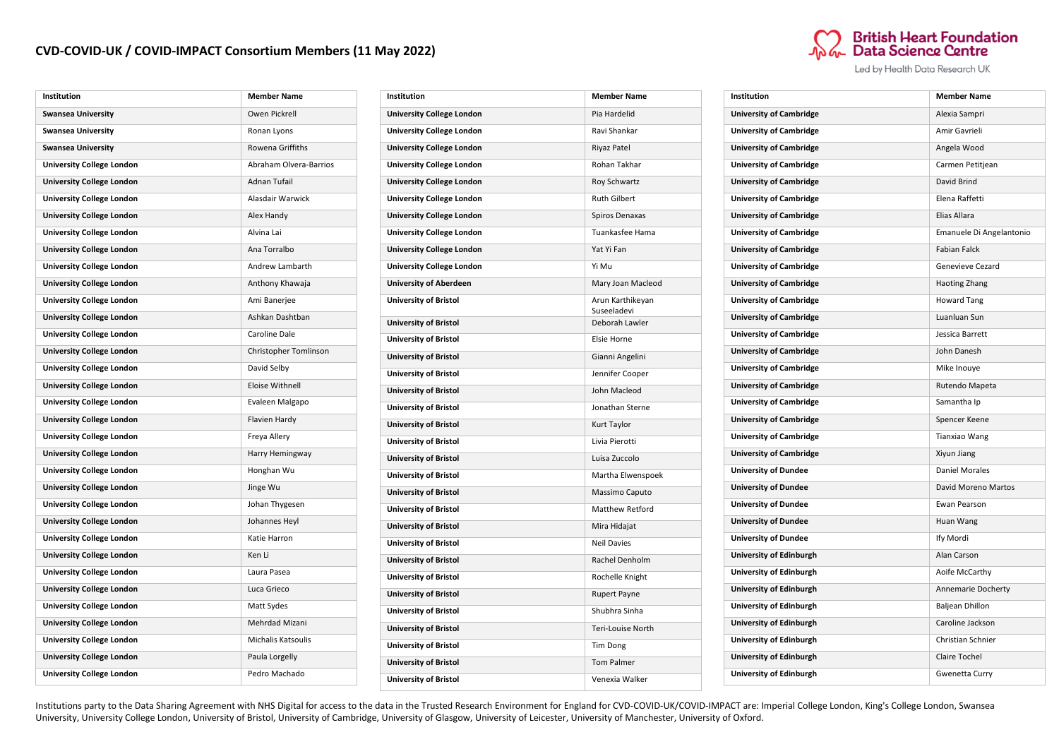## CVD-COVID-UK / COVID-IMPACT Consortium Members (11 May 2022)

British Heart Foundation Data Science Centre
Led by Health Data Research UK

| Institution | Member Name |
|---|---|
| Swansea University | Owen Pickrell |
| Swansea University | Ronan Lyons |
| Swansea University | Rowena Griffiths |
| University College London | Abraham Olvera-Barrios |
| University College London | Adnan Tufail |
| University College London | Alasdair Warwick |
| University College London | Alex Handy |
| University College London | Alvina Lai |
| University College London | Ana Torralbo |
| University College London | Andrew Lambarth |
| University College London | Anthony Khawaja |
| University College London | Ami Banerjee |
| University College London | Ashkan Dashtban |
| University College London | Caroline Dale |
| University College London | Christopher Tomlinson |
| University College London | David Selby |
| University College London | Eloise Withnell |
| University College London | Evaleen Malgapo |
| University College London | Flavien Hardy |
| University College London | Freya Allery |
| University College London | Harry Hemingway |
| University College London | Honghan Wu |
| University College London | Jinge Wu |
| University College London | Johan Thygesen |
| University College London | Johannes Heyl |
| University College London | Katie Harron |
| University College London | Ken Li |
| University College London | Laura Pasea |
| University College London | Luca Grieco |
| University College London | Matt Sydes |
| University College London | Mehrdad Mizani |
| University College London | Michalis Katsoulis |
| University College London | Paula Lorgelly |
| University College London | Pedro Machado |
| University College London | Pia Hardelid |
| University College London | Ravi Shankar |
| University College London | Riyaz Patel |
| University College London | Rohan Takhar |
| University College London | Roy Schwartz |
| University College London | Ruth Gilbert |
| University College London | Spiros Denaxas |
| University College London | Tuankasfee Hama |
| University College London | Yat Yi Fan |
| University College London | Yi Mu |
| University of Aberdeen | Mary Joan Macleod |
| University of Bristol | Arun Karthikeyan Suseeladevi |
| University of Bristol | Deborah Lawler |
| University of Bristol | Elsie Horne |
| University of Bristol | Gianni Angelini |
| University of Bristol | Jennifer Cooper |
| University of Bristol | John Macleod |
| University of Bristol | Jonathan Sterne |
| University of Bristol | Kurt Taylor |
| University of Bristol | Livia Pierotti |
| University of Bristol | Luisa Zuccolo |
| University of Bristol | Martha Elwenspoek |
| University of Bristol | Massimo Caputo |
| University of Bristol | Matthew Retford |
| University of Bristol | Mira Hidajat |
| University of Bristol | Neil Davies |
| University of Bristol | Rachel Denholm |
| University of Bristol | Rochelle Knight |
| University of Bristol | Rupert Payne |
| University of Bristol | Shubhra Sinha |
| University of Bristol | Teri-Louise North |
| University of Bristol | Tim Dong |
| University of Bristol | Tom Palmer |
| University of Bristol | Venexia Walker |
| University of Cambridge | Alexia Sampri |
| University of Cambridge | Amir Gavrieli |
| University of Cambridge | Angela Wood |
| University of Cambridge | Carmen Petitjean |
| University of Cambridge | David Brind |
| University of Cambridge | Elena Raffetti |
| University of Cambridge | Elias Allara |
| University of Cambridge | Emanuele Di Angelantonio |
| University of Cambridge | Fabian Falck |
| University of Cambridge | Genevieve Cezard |
| University of Cambridge | Haoting Zhang |
| University of Cambridge | Howard Tang |
| University of Cambridge | Luanluan Sun |
| University of Cambridge | Jessica Barrett |
| University of Cambridge | John Danesh |
| University of Cambridge | Mike Inouye |
| University of Cambridge | Rutendo Mapeta |
| University of Cambridge | Samantha Ip |
| University of Cambridge | Spencer Keene |
| University of Cambridge | Tianxiao Wang |
| University of Cambridge | Xiyun Jiang |
| University of Dundee | Daniel Morales |
| University of Dundee | David Moreno Martos |
| University of Dundee | Ewan Pearson |
| University of Dundee | Huan Wang |
| University of Dundee | Ify Mordi |
| University of Edinburgh | Alan Carson |
| University of Edinburgh | Aoife McCarthy |
| University of Edinburgh | Annemarie Docherty |
| University of Edinburgh | Baljean Dhillon |
| University of Edinburgh | Caroline Jackson |
| University of Edinburgh | Christian Schnier |
| University of Edinburgh | Claire Tochel |
| University of Edinburgh | Gwenetta Curry |

Institutions party to the Data Sharing Agreement with NHS Digital for access to the data in the Trusted Research Environment for England for CVD-COVID-UK/COVID-IMPACT are: Imperial College London, King's College London, Swansea University, University College London, University of Bristol, University of Cambridge, University of Glasgow, University of Leicester, University of Manchester, University of Oxford.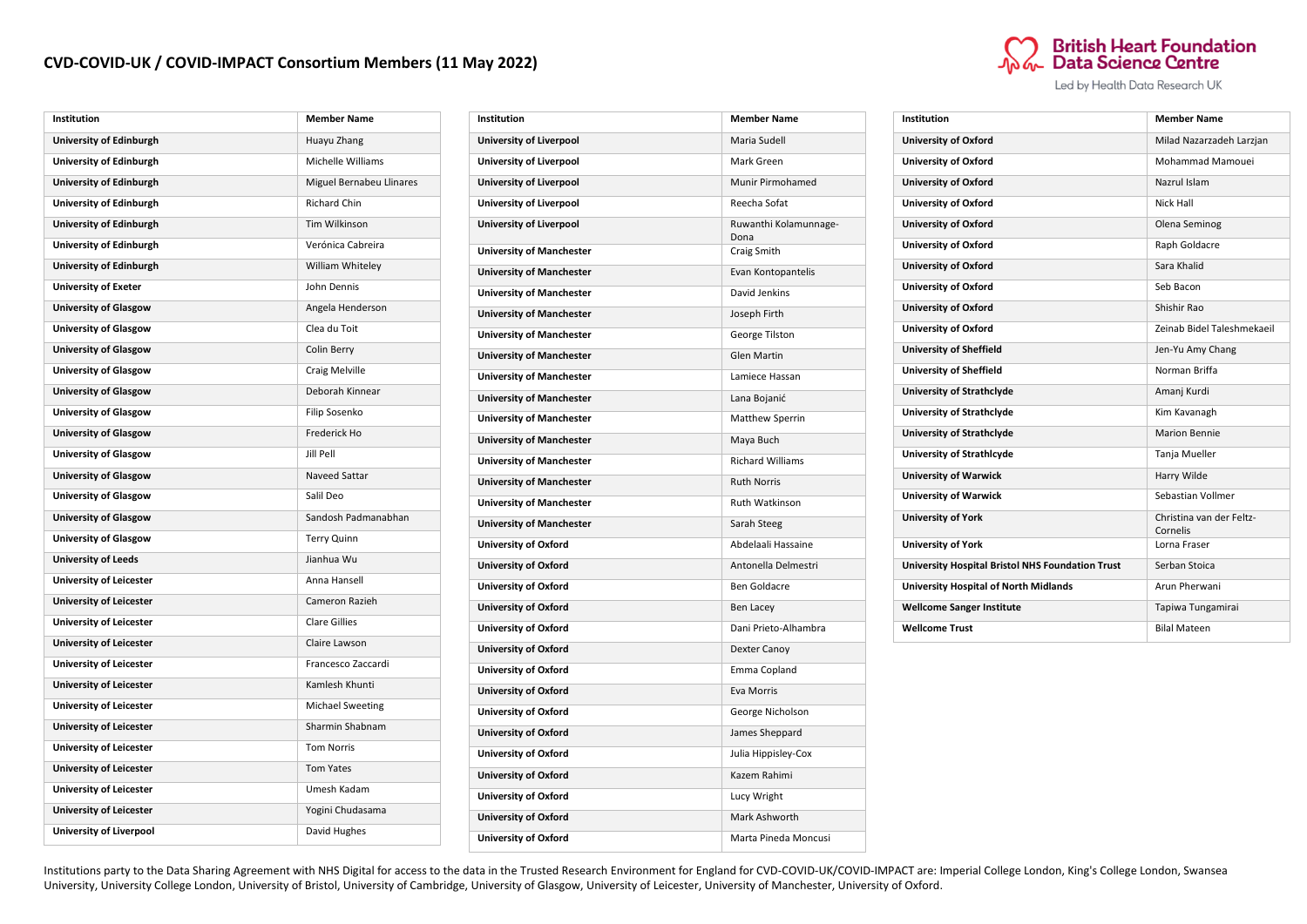# CVD-COVID-UK / COVID-IMPACT Consortium Members (11 May 2022)

British Heart Foundation Data Science Centre

Led by Health Data Research UK

| Institution | Member Name |
|---|---|
| University of Edinburgh | Huayu Zhang |
| University of Edinburgh | Michelle Williams |
| University of Edinburgh | Miguel Bernabeu Llinares |
| University of Edinburgh | Richard Chin |
| University of Edinburgh | Tim Wilkinson |
| University of Edinburgh | Verónica Cabreira |
| University of Edinburgh | William Whiteley |
| University of Exeter | John Dennis |
| University of Glasgow | Angela Henderson |
| University of Glasgow | Clea du Toit |
| University of Glasgow | Colin Berry |
| University of Glasgow | Craig Melville |
| University of Glasgow | Deborah Kinnear |
| University of Glasgow | Filip Sosenko |
| University of Glasgow | Frederick Ho |
| University of Glasgow | Jill Pell |
| University of Glasgow | Naveed Sattar |
| University of Glasgow | Salil Deo |
| University of Glasgow | Sandosh Padmanabhan |
| University of Glasgow | Terry Quinn |
| University of Leeds | Jianhua Wu |
| University of Leicester | Anna Hansell |
| University of Leicester | Cameron Razieh |
| University of Leicester | Clare Gillies |
| University of Leicester | Claire Lawson |
| University of Leicester | Francesco Zaccardi |
| University of Leicester | Kamlesh Khunti |
| University of Leicester | Michael Sweeting |
| University of Leicester | Sharmin Shabnam |
| University of Leicester | Tom Norris |
| University of Leicester | Tom Yates |
| University of Leicester | Umesh Kadam |
| University of Leicester | Yogini Chudasama |
| University of Liverpool | David Hughes |
| University of Liverpool | Maria Sudell |
| University of Liverpool | Mark Green |
| University of Liverpool | Munir Pirmohamed |
| University of Liverpool | Reecha Sofat |
| University of Liverpool | Ruwanthi Kolamunnage-Dona |
| University of Manchester | Craig Smith |
| University of Manchester | Evan Kontopantelis |
| University of Manchester | David Jenkins |
| University of Manchester | Joseph Firth |
| University of Manchester | George Tilston |
| University of Manchester | Glen Martin |
| University of Manchester | Lamiece Hassan |
| University of Manchester | Lana Bojanić |
| University of Manchester | Matthew Sperrin |
| University of Manchester | Maya Buch |
| University of Manchester | Richard Williams |
| University of Manchester | Ruth Norris |
| University of Manchester | Ruth Watkinson |
| University of Manchester | Sarah Steeg |
| University of Oxford | Abdelaali Hassaine |
| University of Oxford | Antonella Delmestri |
| University of Oxford | Ben Goldacre |
| University of Oxford | Ben Lacey |
| University of Oxford | Dani Prieto-Alhambra |
| University of Oxford | Dexter Canoy |
| University of Oxford | Emma Copland |
| University of Oxford | Eva Morris |
| University of Oxford | George Nicholson |
| University of Oxford | James Sheppard |
| University of Oxford | Julia Hippisley-Cox |
| University of Oxford | Kazem Rahimi |
| University of Oxford | Lucy Wright |
| University of Oxford | Mark Ashworth |
| University of Oxford | Marta Pineda Moncusi |
| University of Oxford | Milad Nazarzadeh Larzjan |
| University of Oxford | Mohammad Mamouei |
| University of Oxford | Nazrul Islam |
| University of Oxford | Nick Hall |
| University of Oxford | Olena Seminog |
| University of Oxford | Raph Goldacre |
| University of Oxford | Sara Khalid |
| University of Oxford | Seb Bacon |
| University of Oxford | Shishir Rao |
| University of Oxford | Zeinab Bidel Taleshmekaeil |
| University of Sheffield | Jen-Yu Amy Chang |
| University of Sheffield | Norman Briffa |
| University of Strathclyde | Amanj Kurdi |
| University of Strathclyde | Kim Kavanagh |
| University of Strathclyde | Marion Bennie |
| University of Strathlcyde | Tanja Mueller |
| University of Warwick | Harry Wilde |
| University of Warwick | Sebastian Vollmer |
| University of York | Christina van der Feltz-Cornelis |
| University of York | Lorna Fraser |
| University Hospital Bristol NHS Foundation Trust | Serban Stoica |
| University Hospital of North Midlands | Arun Pherwani |
| Wellcome Sanger Institute | Tapiwa Tungamirai |
| Wellcome Trust | Bilal Mateen |

Institutions party to the Data Sharing Agreement with NHS Digital for access to the data in the Trusted Research Environment for England for CVD-COVID-UK/COVID-IMPACT are: Imperial College London, King's College London, Swansea University, University College London, University of Bristol, University of Cambridge, University of Glasgow, University of Leicester, University of Manchester, University of Oxford.